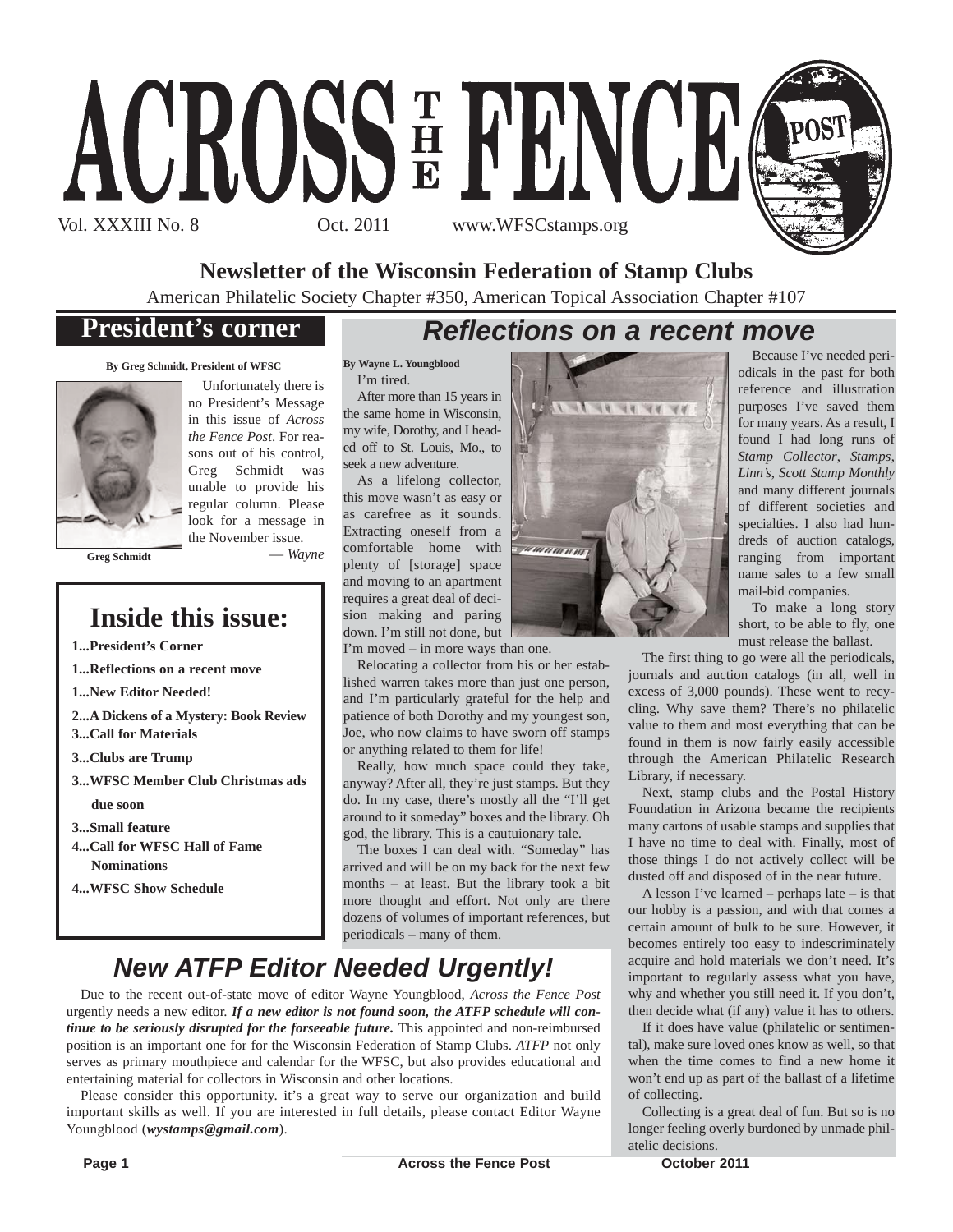# ACROSS THE FENCE POST

Vol. XXXIII No. 8 Oct. 2011 www.WFSCstamps.org

**Newsletter of the Wisconsin Federation of Stamp Clubs**

American Philatelic Society Chapter #350, American Topical Association Chapter #107

## President's corner

**By Greg Schmidt, President of WFSC**

Greg Schmidt

Unfortunately there is no President's Message in this issue of *Across the Fence Post*. For reasons out of his control, Greg Schmidt was unable to provide his regular column. Please look for a message in the November issue.

— *Wayne*

## Inside this issue:

- 1...President's Corner
- 1...Reflections on a recent move
- 1...New Editor Needed!
- 2...A Dickens of a Mystery: Book Review
- 3...Call for Materials
- 3...Clubs are Trump
- 3...WFSC Member Club Christmas ads due soon
- 3...Small feature
- 4...Call for WFSC Hall of Fame Nominations
- 4...WFSC Show Schedule

## *Reflections on a recent move*

**By Wayne L. Youngblood**

I'm tired.

After more than 15 years in the same home in Wisconsin, my wife, Dorothy, and I headed off to St. Louis, Mo., to seek a new adventure.

As a lifelong collector, this move wasn't as easy or as carefree as it sounds. Extracting oneself from a comfortable home with plenty of [storage] space and moving to an apartment requires a great deal of decision making and paring down. I'm still not done, but I'm moved – in more ways than one.

Relocating a collector from his or her established warren takes more than just one person, and I'm particularly grateful for the help and patience of both Dorothy and my youngest son, Joe, who now claims to have sworn off stamps or anything related to them for life!

Really, how much space could they take, anyway? After all, they're just stamps. But they do. In my case, there's mostly all the "I'll get around to it someday" boxes and the library. Oh god, the library. This is a cautuionary tale.

The boxes I can deal with. "Someday" has arrived and will be on my back for the next few months – at least. But the library took a bit more thought and effort. Not only are there dozens of volumes of important references, but periodicals – many of them.

Because I've needed periodicals in the past for both reference and illustration purposes I've saved them for many years. As a result, I found I had long runs of *Stamp Collector*, *Stamps*, *Linn's*, *Scott Stamp Monthly* and many different journals of different societies and specialties. I also had hundreds of auction catalogs, ranging from important name sales to a few small mail-bid companies.

To make a long story short, to be able to fly, one must release the ballast.

The first thing to go were all the periodicals, journals and auction catalogs (in all, well in excess of 3,000 pounds). These went to recycling. Why save them? There's no philatelic value to them and most everything that can be found in them is now fairly easily accessible through the American Philatelic Research Library, if necessary.

Next, stamp clubs and the Postal History Foundation in Arizona became the recipients many cartons of usable stamps and supplies that I have no time to deal with. Finally, most of those things I do not actively collect will be dusted off and disposed of in the near future.

A lesson I've learned – perhaps late – is that our hobby is a passion, and with that comes a certain amount of bulk to be sure. However, it becomes entirely too easy to indescriminately acquire and hold materials we don't need. It's important to regularly assess what you have, why and whether you still need it. If you don't, then decide what (if any) value it has to others.

If it does have value (philatelic or sentimental), make sure loved ones know as well, so that when the time comes to find a new home it won't end up as part of the ballast of a lifetime of collecting.

Collecting is a great deal of fun. But so is no longer feeling overly burdoned by unmade philatelic decisions.

## *New ATFP Editor Needed Urgently!*

Due to the recent out-of-state move of editor Wayne Youngblood, *Across the Fence Post* urgently needs a new editor. ***If a new editor is not found soon, the ATFP schedule will continue to be seriously disrupted for the forseeable future.*** This appointed and non-reimbursed position is an important one for for the Wisconsin Federation of Stamp Clubs. *ATFP* not only serves as primary mouthpiece and calendar for the WFSC, but also provides educational and entertaining material for collectors in Wisconsin and other locations.

Please consider this opportunity. it's a great way to serve our organization and build important skills as well. If you are interested in full details, please contact Editor Wayne Youngblood (***wystamps@gmail.com***).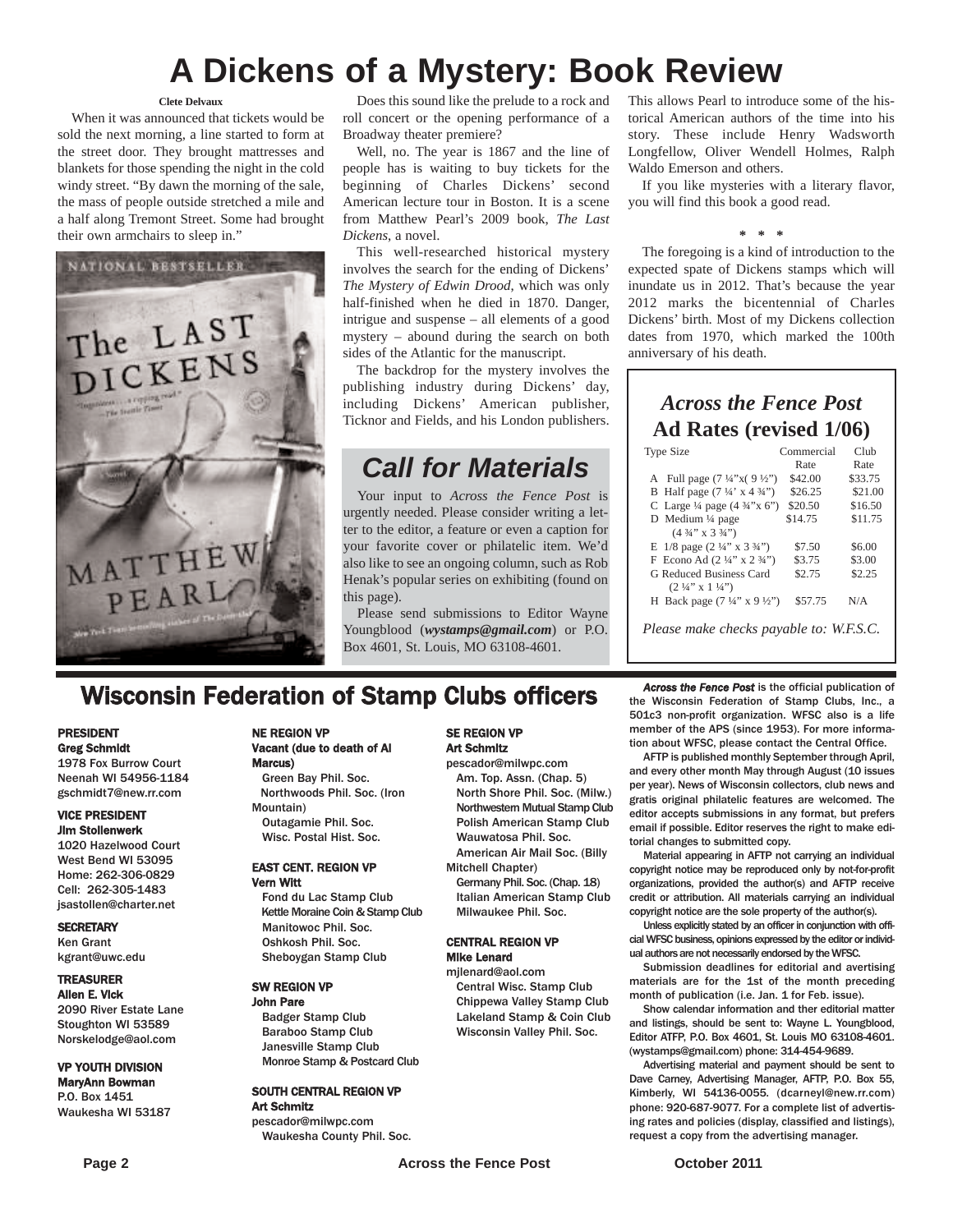# A Dickens of a Mystery: Book Review

**Clete Delvaux**

When it was announced that tickets would be sold the next morning, a line started to form at the street door. They brought mattresses and blankets for those spending the night in the cold windy street. "By dawn the morning of the sale, the mass of people outside stretched a mile and a half along Tremont Street. Some had brought their own armchairs to sleep in."

Does this sound like the prelude to a rock and roll concert or the opening performance of a Broadway theater premiere?

Well, no. The year is 1867 and the line of people has is waiting to buy tickets for the beginning of Charles Dickens' second American lecture tour in Boston. It is a scene from Matthew Pearl's 2009 book, *The Last Dickens*, a novel.

This well-researched historical mystery involves the search for the ending of Dickens' *The Mystery of Edwin Drood*, which was only half-finished when he died in 1870. Danger, intrigue and suspense – all elements of a good mystery – abound during the search on both sides of the Atlantic for the manuscript.

The backdrop for the mystery involves the publishing industry during Dickens' day, including Dickens' American publisher, Ticknor and Fields, and his London publishers. This allows Pearl to introduce some of the historical American authors of the time into his story. These include Henry Wadsworth Longfellow, Oliver Wendell Holmes, Ralph Waldo Emerson and others.

If you like mysteries with a literary flavor, you will find this book a good read.

\* \* \*

The foregoing is a kind of introduction to the expected spate of Dickens stamps which will inundate us in 2012. That's because the year 2012 marks the bicentennial of Charles Dickens' birth. Most of my Dickens collection dates from 1970, which marked the 100th anniversary of his death.

## Call for Materials

Your input to *Across the Fence Post* is urgently needed. Please consider writing a letter to the editor, a feature or even a caption for your favorite cover or philatelic item. We'd also like to see an ongoing column, such as Rob Henak's popular series on exhibiting (found on this page).

Please send submissions to Editor Wayne Youngblood (***wystamps@gmail.com***) or P.O. Box 4601, St. Louis, MO 63108-4601.

## *Across the Fence Post* Ad Rates (revised 1/06)

| Type Size | Commercial Rate | Club Rate |
|---|---|---|
| A Full page (7 ¼"x( 9 ½") | $42.00 | $33.75 |
| B Half page (7 ¼' x 4 ¾") | $26.25 | $21.00 |
| C Large ¼ page (4 ¾"x 6") | $20.50 | $16.50 |
| D Medium ¼ page (4 ¾" x 3 ¾") | $14.75 | $11.75 |
| E 1/8 page (2 ¼" x 3 ¾") | $7.50 | $6.00 |
| F Econo Ad (2 ¼" x 2 ¾") | $3.75 | $3.00 |
| G Reduced Business Card (2 ¼" x 1 ¼") | $2.75 | $2.25 |
| H Back page (7 ¼" x 9 ½") | $57.75 | N/A |

*Please make checks payable to: W.F.S.C.*

## Wisconsin Federation of Stamp Clubs officers

**PRESIDENT**
**Greg Schmidt**
1978 Fox Burrow Court
Neenah WI 54956-1184
gschmidt7@new.rr.com

**VICE PRESIDENT**
**Jim Stollenwerk**
1020 Hazelwood Court
West Bend WI 53095
Home: 262-306-0829
Cell: 262-305-1483
jsastollen@charter.net

**SECRETARY**
Ken Grant
kgrant@uwc.edu

**TREASURER**
**Allen E. Vick**
2090 River Estate Lane
Stoughton WI 53589
Norskelodge@aol.com

**VP YOUTH DIVISION**
**MaryAnn Bowman**
P.O. Box 1451
Waukesha WI 53187

**NE REGION VP**
**Vacant (due to death of Al Marcus)**
Green Bay Phil. Soc.
Northwoods Phil. Soc. (Iron Mountain)
Outagamie Phil. Soc.
Wisc. Postal Hist. Soc.

**EAST CENT. REGION VP**
**Vern Witt**
Fond du Lac Stamp Club
Kettle Moraine Coin & Stamp Club
Manitowoc Phil. Soc.
Oshkosh Phil. Soc.
Sheboygan Stamp Club

**SW REGION VP**
**John Pare**
Badger Stamp Club
Baraboo Stamp Club
Janesville Stamp Club
Monroe Stamp & Postcard Club

**SOUTH CENTRAL REGION VP**
**Art Schmitz**
pescador@milwpc.com
Waukesha County Phil. Soc.

**SE REGION VP**
**Art Schmitz**
pescador@milwpc.com
Am. Top. Assn. (Chap. 5)
North Shore Phil. Soc. (Milw.)
Northwestern Mutual Stamp Club
Polish American Stamp Club
Wauwatosa Phil. Soc.
American Air Mail Soc. (Billy Mitchell Chapter)
Germany Phil. Soc. (Chap. 18)
Italian American Stamp Club
Milwaukee Phil. Soc.

**CENTRAL REGION VP**
**Mike Lenard**
mjlenard@aol.com
Central Wisc. Stamp Club
Chippewa Valley Stamp Club
Lakeland Stamp & Coin Club
Wisconsin Valley Phil. Soc.

***Across the Fence Post*** is the official publication of the Wisconsin Federation of Stamp Clubs, Inc., a 501c3 non-profit organization. WFSC also is a life member of the APS (since 1953). For more information about WFSC, please contact the Central Office.

AFTP is published monthly September through April, and every other month May through August (10 issues per year). News of Wisconsin collectors, club news and gratis original philatelic features are welcomed. The editor accepts submissions in any format, but prefers email if possible. Editor reserves the right to make editorial changes to submitted copy.

Material appearing in AFTP not carrying an individual copyright notice may be reproduced only by not-for-profit organizations, provided the author(s) and AFTP receive credit or attribution. All materials carrying an individual copyright notice are the sole property of the author(s).

Unless explicitly stated by an officer in conjunction with official WFSC business, opinions expressed by the editor or individual authors are not necessarily endorsed by the WFSC.

Submission deadlines for editorial and avertising materials are for the 1st of the month preceding month of publication (i.e. Jan. 1 for Feb. issue).

Show calendar information and ther editorial matter and listings, should be sent to: Wayne L. Youngblood, Editor ATFP, P.O. Box 4601, St. Louis MO 63108-4601. (wystamps@gmail.com) phone: 314-454-9689.

Advertising material and payment should be sent to Dave Carney, Advertising Manager, AFTP, P.O. Box 55, Kimberly, WI 54136-0055. (dcarneyl@new.rr.com) phone: 920-687-9077. For a complete list of advertising rates and policies (display, classified and listings), request a copy from the advertising manager.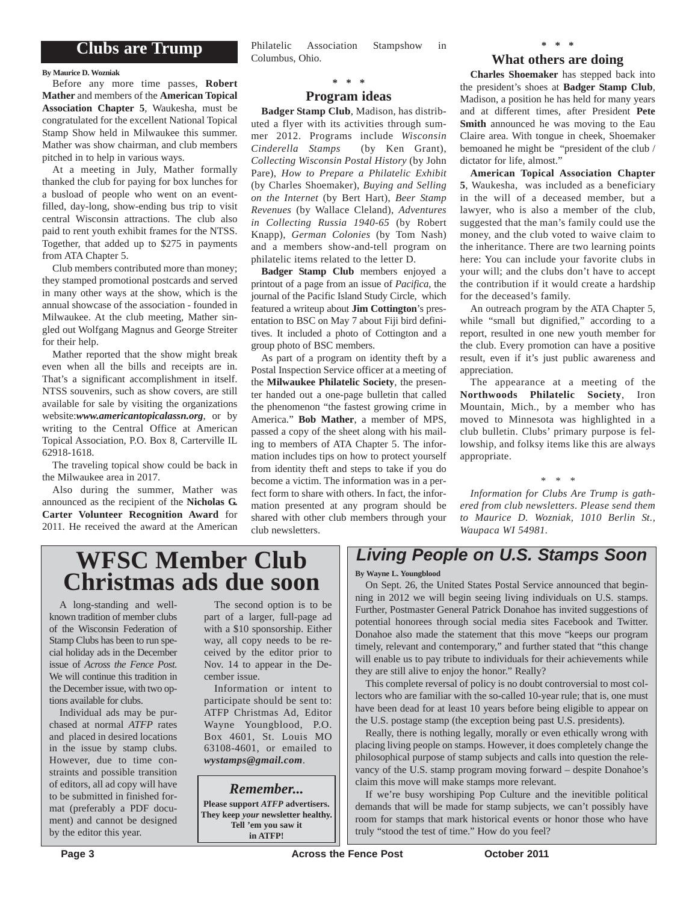## Clubs are Trump

**By Maurice D. Wozniak**

Before any more time passes, **Robert Mather** and members of the **American Topical Association Chapter 5**, Waukesha, must be congratulated for the excellent National Topical Stamp Show held in Milwaukee this summer. Mather was show chairman, and club members pitched in to help in various ways.

At a meeting in July, Mather formally thanked the club for paying for box lunches for a busload of people who went on an event-filled, day-long, show-ending bus trip to visit central Wisconsin attractions. The club also paid to rent youth exhibit frames for the NTSS. Together, that added up to $275 in payments from ATA Chapter 5.

Club members contributed more than money; they stamped promotional postcards and served in many other ways at the show, which is the annual showcase of the association - founded in Milwaukee. At the club meeting, Mather singled out Wolfgang Magnus and George Streiter for their help.

Mather reported that the show might break even when all the bills and receipts are in. That's a significant accomplishment in itself. NTSS souvenirs, such as show covers, are still available for sale by visiting the organizations website:***www.americantopicalassn.org***, or by writing to the Central Office at American Topical Association, P.O. Box 8, Carterville IL 62918-1618.

The traveling topical show could be back in the Milwaukee area in 2017.

Also during the summer, Mather was announced as the recipient of the **Nicholas G. Carter Volunteer Recognition Award** for 2011. He received the award at the American Philatelic Association Stampshow in Columbus, Ohio.

\* \* \*

### Program ideas

**Badger Stamp Club**, Madison, has distributed a flyer with its activities through summer 2012. Programs include *Wisconsin Cinderella Stamps* (by Ken Grant), *Collecting Wisconsin Postal History* (by John Pare), *How to Prepare a Philatelic Exhibit* (by Charles Shoemaker), *Buying and Selling on the Internet* (by Bert Hart), *Beer Stamp Revenues* (by Wallace Cleland), *Adventures in Collecting Russia 1940-65* (by Robert Knapp), *German Colonies* (by Tom Nash) and a members show-and-tell program on philatelic items related to the letter D.

**Badger Stamp Club** members enjoyed a printout of a page from an issue of *Pacifica*, the journal of the Pacific Island Study Circle, which featured a writeup about **Jim Cottington**'s presentation to BSC on May 7 about Fiji bird definitives. It included a photo of Cottington and a group photo of BSC members.

As part of a program on identity theft by a Postal Inspection Service officer at a meeting of the **Milwaukee Philatelic Society**, the presenter handed out a one-page bulletin that called the phenomenon "the fastest growing crime in America." **Bob Mather**, a member of MPS, passed a copy of the sheet along with his mailing to members of ATA Chapter 5. The information includes tips on how to protect yourself from identity theft and steps to take if you do become a victim. The information was in a perfect form to share with others. In fact, the information presented at any program should be shared with other club members through your club newsletters.

\* \* \*

### What others are doing

**Charles Shoemaker** has stepped back into the president's shoes at **Badger Stamp Club**, Madison, a position he has held for many years and at different times, after President **Pete Smith** announced he was moving to the Eau Claire area. With tongue in cheek, Shoemaker bemoaned he might be "president of the club / dictator for life, almost."

**American Topical Association Chapter 5**, Waukesha, was included as a beneficiary in the will of a deceased member, but a lawyer, who is also a member of the club, suggested that the man's family could use the money, and the club voted to waive claim to the inheritance. There are two learning points here: You can include your favorite clubs in your will; and the clubs don't have to accept the contribution if it would create a hardship for the deceased's family.

An outreach program by the ATA Chapter 5, while "small but dignified," according to a report, resulted in one new youth member for the club. Every promotion can have a positive result, even if it's just public awareness and appreciation.

The appearance at a meeting of the **Northwoods Philatelic Society**, Iron Mountain, Mich., by a member who has moved to Minnesota was highlighted in a club bulletin. Clubs' primary purpose is fellowship, and folksy items like this are always appropriate.

\* \* \*

*Information for Clubs Are Trump is gathered from club newsletters. Please send them to Maurice D. Wozniak, 1010 Berlin St., Waupaca WI 54981.*

## WFSC Member Club Christmas ads due soon

A long-standing and well-known tradition of member clubs of the Wisconsin Federation of Stamp Clubs has been to run special holiday ads in the December issue of *Across the Fence Post.* We will continue this tradition in the December issue, with two options available for clubs.

Individual ads may be purchased at normal *ATFP* rates and placed in desired locations in the issue by stamp clubs. However, due to time constraints and possible transition of editors, all ad copy will have to be submitted in finished format (preferably a PDF document) and cannot be designed by the editor this year.

The second option is to be part of a larger, full-page ad with a $10 sponsorship. Either way, all copy needs to be received by the editor prior to Nov. 14 to appear in the December issue.

Information or intent to participate should be sent to: ATFP Christmas Ad, Editor Wayne Youngblood, P.O. Box 4601, St. Louis MO 63108-4601, or emailed to ***wystamps@gmail.com***.

### *Remember...*

**Please support *ATFP* advertisers. They keep *your* newsletter healthy. Tell 'em you saw it in ATFP!**

## *Living People on U.S. Stamps Soon*

**By Wayne L. Youngblood**

On Sept. 26, the United States Postal Service announced that beginning in 2012 we will begin seeing living individuals on U.S. stamps. Further, Postmaster General Patrick Donahoe has invited suggestions of potential honorees through social media sites Facebook and Twitter. Donahoe also made the statement that this move "keeps our program timely, relevant and contemporary," and further stated that "this change will enable us to pay tribute to individuals for their achievements while they are still alive to enjoy the honor." Really?

This complete reversal of policy is no doubt controversial to most collectors who are familiar with the so-called 10-year rule; that is, one must have been dead for at least 10 years before being eligible to appear on the U.S. postage stamp (the exception being past U.S. presidents).

Really, there is nothing legally, morally or even ethically wrong with placing living people on stamps. However, it does completely change the philosophical purpose of stamp subjects and calls into question the relevancy of the U.S. stamp program moving forward – despite Donahoe's claim this move will make stamps more relevant.

If we're busy worshiping Pop Culture and the inevitible political demands that will be made for stamp subjects, we can't possibly have room for stamps that mark historical events or honor those who have truly "stood the test of time." How do you feel?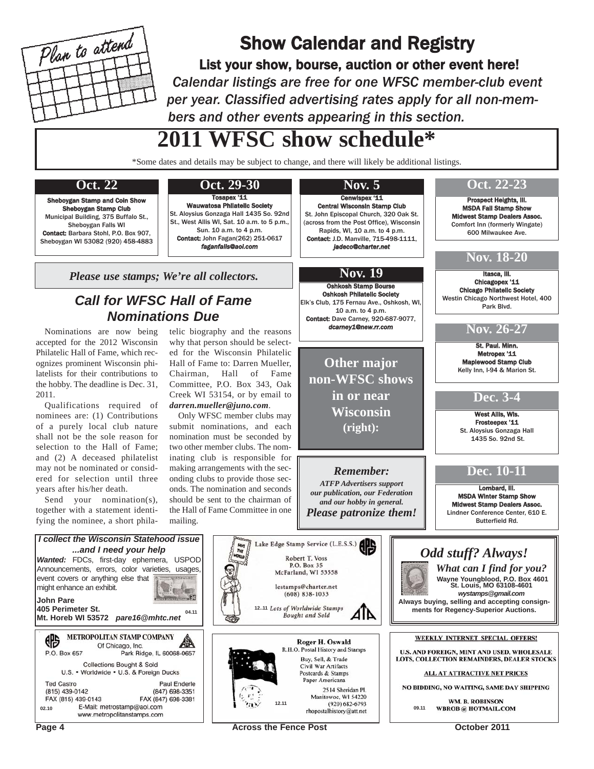Plan to attend

# Show Calendar and Registry

**List your show, bourse, auction or other event here!**

*Calendar listings are free for one WFSC member-club event per year. Classified advertising rates apply for all non-members and other events appearing in this section.*

# 2011 WFSC show schedule*

*Some dates and details may be subject to change, and there will likely be additional listings.

### Oct. 22

**Sheboygan Stamp and Coin Show**
**Sheboygan Stamp Club**
Municipal Building, 375 Buffalo St., Sheboygan Falls WI
**Contact:** Barbara Stohl, P.O. Box 907, Sheboygan WI 53082 (920) 458-4883

### Oct. 29-30

**Tosapex '11**
**Wauwatosa Philatelic Society**
St. Aloysius Gonzaga Hall 1435 So. 92nd St., West Allis WI, Sat. 10 a.m. to 5 p.m., Sun. 10 a.m. to 4 p.m.
**Contact:** John Fagan(262) 251-0617
*faganfalls@aol.com*

### Nov. 5

**Cenwispex '11**
**Central Wisconsin Stamp Club**
St. John Episcopal Church, 320 Oak St. (across from the Post Office), Wisconsin Rapids, WI, 10 a.m. to 4 p.m.
**Contact:** J.D. Manville, 715-498-1111, *jadeco@charter.net*

### Nov. 19

**Oshkosh Stamp Bourse**
**Oshkosh Philatelic Society**
Elk's Club, 175 Fernau Ave., Oshkosh, WI, 10 a.m. to 4 p.m.
**Contact:** Dave Carney, 920-687-9077, *dcarney1@new.rr.com*

***Please use stamps; We're all collectors.***

## Call for WFSC Hall of Fame Nominations Due

Nominations are now being accepted for the 2012 Wisconsin Philatelic Hall of Fame, which recognizes prominent Wisconsin philatelists for their contributions to the hobby. The deadline is Dec. 31, 2011.

Qualifications required of nominees are: (1) Contributions of a purely local club nature shall not be the sole reason for selection to the Hall of Fame; and (2) A deceased philatelist may not be nominated or considered for selection until three years after his/her death.

Send your nomination(s), together with a statement identifying the nominee, a short philatelic biography and the reasons why that person should be selected for the Wisconsin Philatelic Hall of Fame to: Darren Mueller, Chairman, Hall of Fame Committee, P.O. Box 343, Oak Creek WI 53154, or by email to ***darren.mueller@juno.com***.

Only WFSC member clubs may submit nominations, and each nomination must be seconded by two other member clubs. The nominating club is responsible for making arrangements with the seconding clubs to provide those seconds. The nomination and seconds should be sent to the chairman of the Hall of Fame Committee in one mailing.

**Other major non-WFSC shows in or near Wisconsin (right):**

### Oct. 22-23

**Prospect Heights, Ill.**
**MSDA Fall Stamp Show**
**Midwest Stamp Dealers Assoc.**
Comfort Inn (formerly Wingate) 600 Milwaukee Ave.

### Nov. 18-20

**Itasca, Ill.**
**Chicagopex '11**
**Chicago Philatelic Society**
Westin Chicago Northwest Hotel, 400 Park Blvd.

### Nov. 26-27

**St. Paul, Minn.**
**Metropex '11**
**Maplewood Stamp Club**
Kelly Inn, I-94 & Marion St.

### Dec. 3-4

**West Allis, Wis.**
**Frosteepex '11**
St. Aloysius Gonzaga Hall 1435 So. 92nd St.

### Dec. 10-11

**Lombard, Ill.**
**MSDA Winter Stamp Show**
**Midwest Stamp Dealers Assoc.**
Lindner Conference Center, 610 E. Butterfield Rd.

***Remember:***
***ATFP Advertisers support our publication, our Federation and our hobby in general.***
***Please patronize them!***

---

***I collect the Wisconsin Statehood issue ...and I need your help***
***Wanted:*** FDCs, first-day ephemera, USPOD Announcements, errors, color varieties, usages, event covers or anything else that might enhance an exhibit.
**John Pare**
**405 Perimeter St.**
**Mt. Horeb WI 53572** ***pare16@mhtc.net***
04.11

---

Lake Edge Stamp Service (L.E.S.S.)
Robert T. Voss
P.O. Box 35
McFarland, WI 53558
lestamps@charter.net
(608) 838-1033
*Lots of Worldwide Stamps Bought and Sold*
12..11

---

***Odd stuff? Always!***
***What can I find for you?***
**Wayne Youngblood, P.O. Box 4601 St. Louis, MO 63108-4601**
***wystamps@gmail.com***
**Always buying, selling and accepting consignments for Regency-Superior Auctions.**

---

METROPOLITAN STAMP COMPANY
Of Chicago, Inc.
P.O. Box 657 — Park Ridge, IL 60068-0657
Collections Bought & Sold
U.S. • Worldwide • U.S. & Foreign Ducks
Ted Castro (815) 439-0142, FAX (815) 439-0143
Paul Enderle (847) 698-3351, FAX (847) 698-3381
E-Mail: metrostamp@aol.com
www.metropolitanstamps.com
02.10

---

Roger H. Oswald
R.H.O. Postal History and Stamps
Buy, Sell, & Trade
Civil War Artifacts
Postcards & Stamps
Paper Americana
2514 Sheridan Pl.
Manitowoc, WI 54220
(920) 682-6793
rhopostalhistory@att.net
12.11

---

WEEKLY INTERNET SPECIAL OFFERS!
U.S. AND FOREIGN, MINT AND USED, WHOLESALE LOTS, COLLECTION REMAINDERS, DEALER STOCKS
ALL AT ATTRACTIVE NET PRICES
NO BIDDING, NO WAITING, SAME DAY SHIPPING
WM. B. ROBINSON
WBROB @ HOTMAIL.COM
09.11